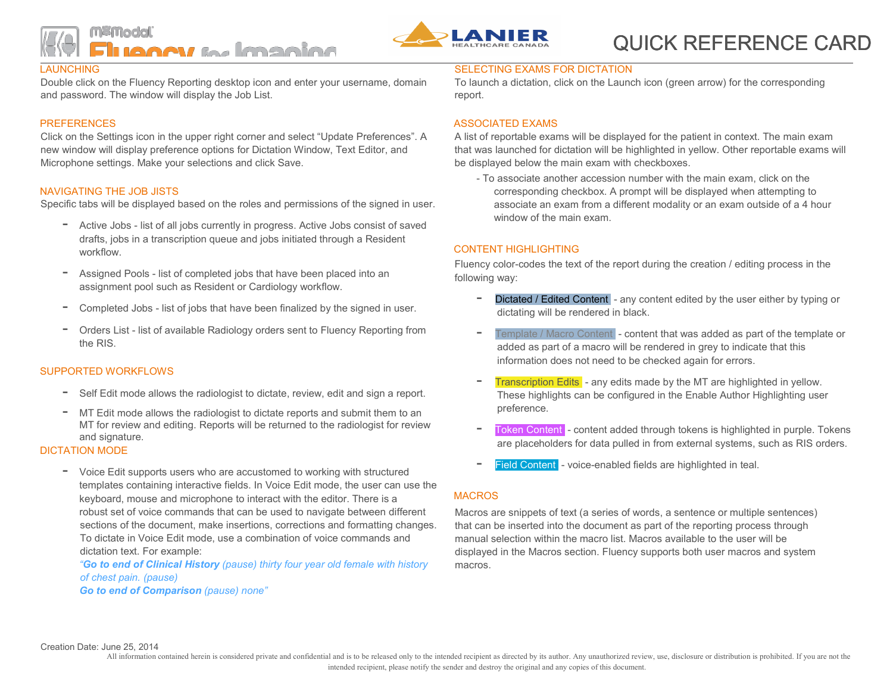# QUICK REFERENCE CARD

## LAUNCHING

Double click on the Fluency Reporting desktop icon and enter your username, domain and password. The window will display the Job List.

## PREFERENCES

Click on the Settings icon in the upper right corner and select "Update Preferences". A new window will display preference options for Dictation Window, Text Editor, and Microphone settings. Make your selections and click Save.

## NAVIGATING THE JOB JISTS

Specific tabs will be displayed based on the roles and permissions of the signed in user.

- Active Jobs - list of all jobs currently in progress. Active Jobs consist of saved drafts, jobs in a transcription queue and jobs initiated through a Resident workflow.
- Assigned Pools - list of completed jobs that have been placed into an assignment pool such as Resident or Cardiology workflow.
- Completed Jobs - list of jobs that have been finalized by the signed in user.
- Orders List - list of available Radiology orders sent to Fluency Reporting from the RIS.

## SUPPORTED WORKFLOWS

- Self Edit mode allows the radiologist to dictate, review, edit and sign a report.
- MT Edit mode allows the radiologist to dictate reports and submit them to an MT for review and editing. Reports will be returned to the radiologist for review and signature.

## DICTATION MODE

- Voice Edit supports users who are accustomed to working with structured templates containing interactive fields. In Voice Edit mode, the user can use the keyboard, mouse and microphone to interact with the editor. There is a robust set of voice commands that can be used to navigate between different sections of the document, make insertions, corrections and formatting changes. To dictate in Voice Edit mode, use a combination of voice commands and dictation text. For example:
  *"**Go to end of Clinical History** (pause) thirty four year old female with history of chest pain. (pause)*
  ***Go to end of Comparison** (pause) none"*

## SELECTING EXAMS FOR DICTATION

To launch a dictation, click on the Launch icon (green arrow) for the corresponding report.

## ASSOCIATED EXAMS

A list of reportable exams will be displayed for the patient in context. The main exam that was launched for dictation will be highlighted in yellow. Other reportable exams will be displayed below the main exam with checkboxes.

- To associate another accession number with the main exam, click on the corresponding checkbox. A prompt will be displayed when attempting to associate an exam from a different modality or an exam outside of a 4 hour window of the main exam.

## CONTENT HIGHLIGHTING

Fluency color-codes the text of the report during the creation / editing process in the following way:

- Dictated / Edited Content - any content edited by the user either by typing or dictating will be rendered in black.
- Template / Macro Content - content that was added as part of the template or added as part of a macro will be rendered in grey to indicate that this information does not need to be checked again for errors.
- Transcription Edits - any edits made by the MT are highlighted in yellow. These highlights can be configured in the Enable Author Highlighting user preference.
- Token Content - content added through tokens is highlighted in purple. Tokens are placeholders for data pulled in from external systems, such as RIS orders.
- Field Content - voice-enabled fields are highlighted in teal.

## MACROS

Macros are snippets of text (a series of words, a sentence or multiple sentences) that can be inserted into the document as part of the reporting process through manual selection within the macro list. Macros available to the user will be displayed in the Macros section. Fluency supports both user macros and system macros.

Creation Date: June 25, 2014

All information contained herein is considered private and confidential and is to be released only to the intended recipient as directed by its author. Any unauthorized review, use, disclosure or distribution is prohibited. If you are not the intended recipient, please notify the sender and destroy the original and any copies of this document.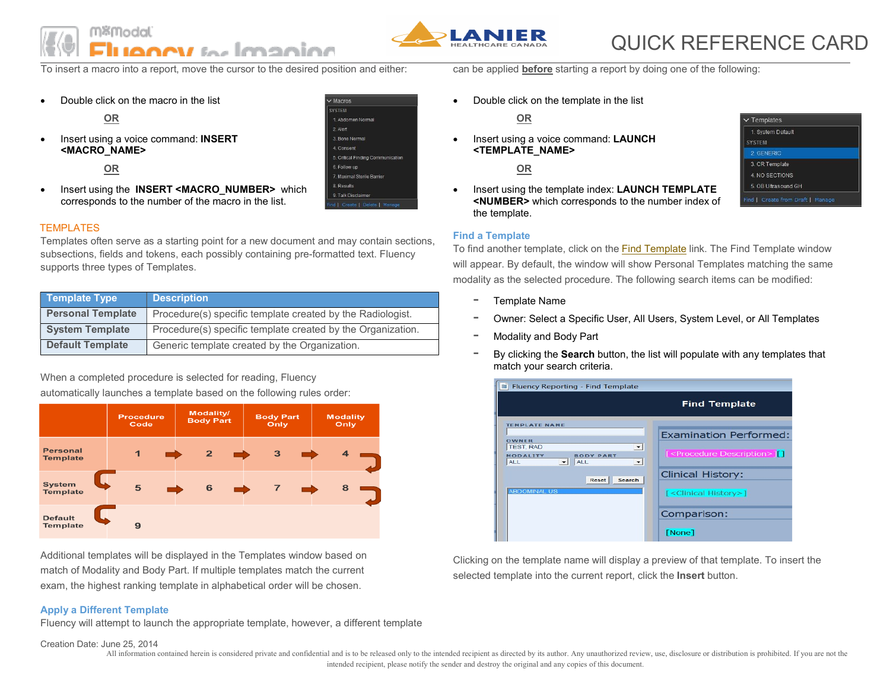To insert a macro into a report, move the cursor to the desired position and either:

- Double click on the macro in the list

  **OR**

- Insert using a voice command: **INSERT <MACRO_NAME>**

  **OR**

- Insert using the **INSERT <MACRO_NUMBER>** which corresponds to the number of the macro in the list.

Macros
SYSTEM
1. Abdomen Normal
2. Alert
3. Bone Normal
4. Consent
5. Critical Finding Communication
6. Follow up
7. Maximal Sterile Barrier
8. Results
9. Talk Disclaimer
Find | Create | Delete | Manage

## TEMPLATES

Templates often serve as a starting point for a new document and may contain sections, subsections, fields and tokens, each possibly containing pre-formatted text. Fluency supports three types of Templates.

| Template Type | Description |
|---|---|
| **Personal Template** | Procedure(s) specific template created by the Radiologist. |
| **System Template** | Procedure(s) specific template created by the Organization. |
| **Default Template** | Generic template created by the Organization. |

When a completed procedure is selected for reading, Fluency automatically launches a template based on the following rules order:

| | Procedure Code | Modality/ Body Part | Body Part Only | Modality Only |
|---|---|---|---|---|
| Personal Template | 1 | 2 | 3 | 4 |
| System Template | 5 | 6 | 7 | 8 |
| Default Template | 9 | | | |

Additional templates will be displayed in the Templates window based on match of Modality and Body Part. If multiple templates match the current exam, the highest ranking template in alphabetical order will be chosen.

### Apply a Different Template

Fluency will attempt to launch the appropriate template, however, a different template can be applied **before** starting a report by doing one of the following:

- Double click on the template in the list

  **OR**

- Insert using a voice command: **LAUNCH <TEMPLATE_NAME>**

  **OR**

- Insert using the template index: **LAUNCH TEMPLATE <NUMBER>** which corresponds to the number index of the template.

Templates
1. System Default
SYSTEM
2. GENERIC
3. CR Template
4. NO SECTIONS
5. OB Ultrasound GH
Find | Create from Draft | Manage

### Find a Template

To find another template, click on the Find Template link. The Find Template window will appear. By default, the window will show Personal Templates matching the same modality as the selected procedure. The following search items can be modified:

- Template Name
- Owner: Select a Specific User, All Users, System Level, or All Templates
- Modality and Body Part
- By clicking the **Search** button, the list will populate with any templates that match your search criteria.

Fluency Reporting - Find Template
Find Template
TEMPLATE NAME
OWNER
TEST, RAD
MODALITY
ALL
BODY PART
ALL
Reset
Search
ABDOMINAL US
Examination Performed:
[<Procedure Description>] []
Clinical History:
[<Clinical History>]
Comparison:
[None]

Clicking on the template name will display a preview of that template. To insert the selected template into the current report, click the **Insert** button.

Creation Date: June 25, 2014

All information contained herein is considered private and confidential and is to be released only to the intended recipient as directed by its author. Any unauthorized review, use, disclosure or distribution is prohibited. If you are not the intended recipient, please notify the sender and destroy the original and any copies of this document.